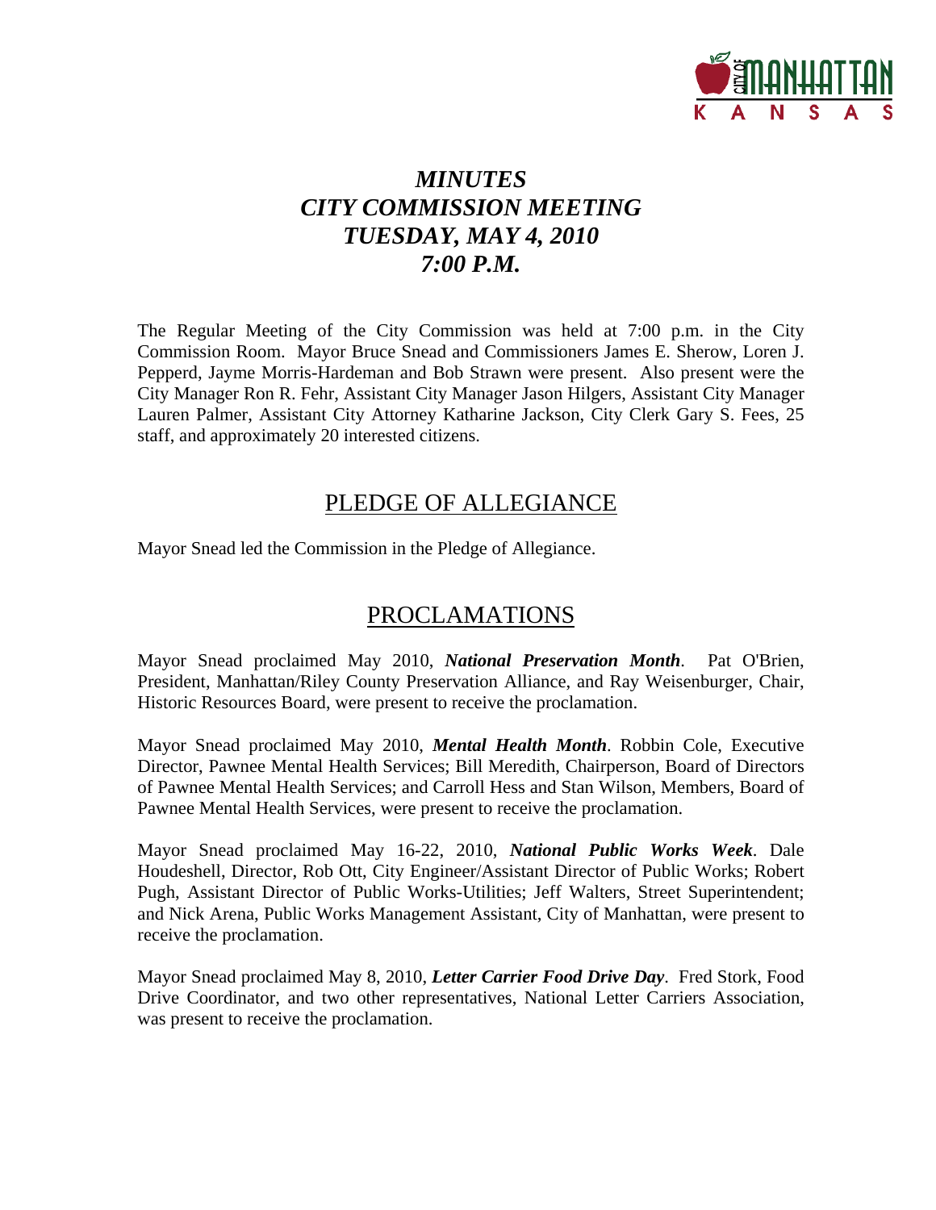# *MINUTES*
# *CITY COMMISSION MEETING*
# *TUESDAY, MAY 4, 2010*
# *7:00 P.M.*

The Regular Meeting of the City Commission was held at 7:00 p.m. in the City Commission Room. Mayor Bruce Snead and Commissioners James E. Sherow, Loren J. Pepperd, Jayme Morris-Hardeman and Bob Strawn were present. Also present were the City Manager Ron R. Fehr, Assistant City Manager Jason Hilgers, Assistant City Manager Lauren Palmer, Assistant City Attorney Katharine Jackson, City Clerk Gary S. Fees, 25 staff, and approximately 20 interested citizens.

## PLEDGE OF ALLEGIANCE

Mayor Snead led the Commission in the Pledge of Allegiance.

## PROCLAMATIONS

Mayor Snead proclaimed May 2010, ***National Preservation Month***. Pat O'Brien, President, Manhattan/Riley County Preservation Alliance, and Ray Weisenburger, Chair, Historic Resources Board, were present to receive the proclamation.

Mayor Snead proclaimed May 2010, ***Mental Health Month***. Robbin Cole, Executive Director, Pawnee Mental Health Services; Bill Meredith, Chairperson, Board of Directors of Pawnee Mental Health Services; and Carroll Hess and Stan Wilson, Members, Board of Pawnee Mental Health Services, were present to receive the proclamation.

Mayor Snead proclaimed May 16-22, 2010, ***National Public Works Week***. Dale Houdeshell, Director, Rob Ott, City Engineer/Assistant Director of Public Works; Robert Pugh, Assistant Director of Public Works-Utilities; Jeff Walters, Street Superintendent; and Nick Arena, Public Works Management Assistant, City of Manhattan, were present to receive the proclamation.

Mayor Snead proclaimed May 8, 2010, ***Letter Carrier Food Drive Day***. Fred Stork, Food Drive Coordinator, and two other representatives, National Letter Carriers Association, was present to receive the proclamation.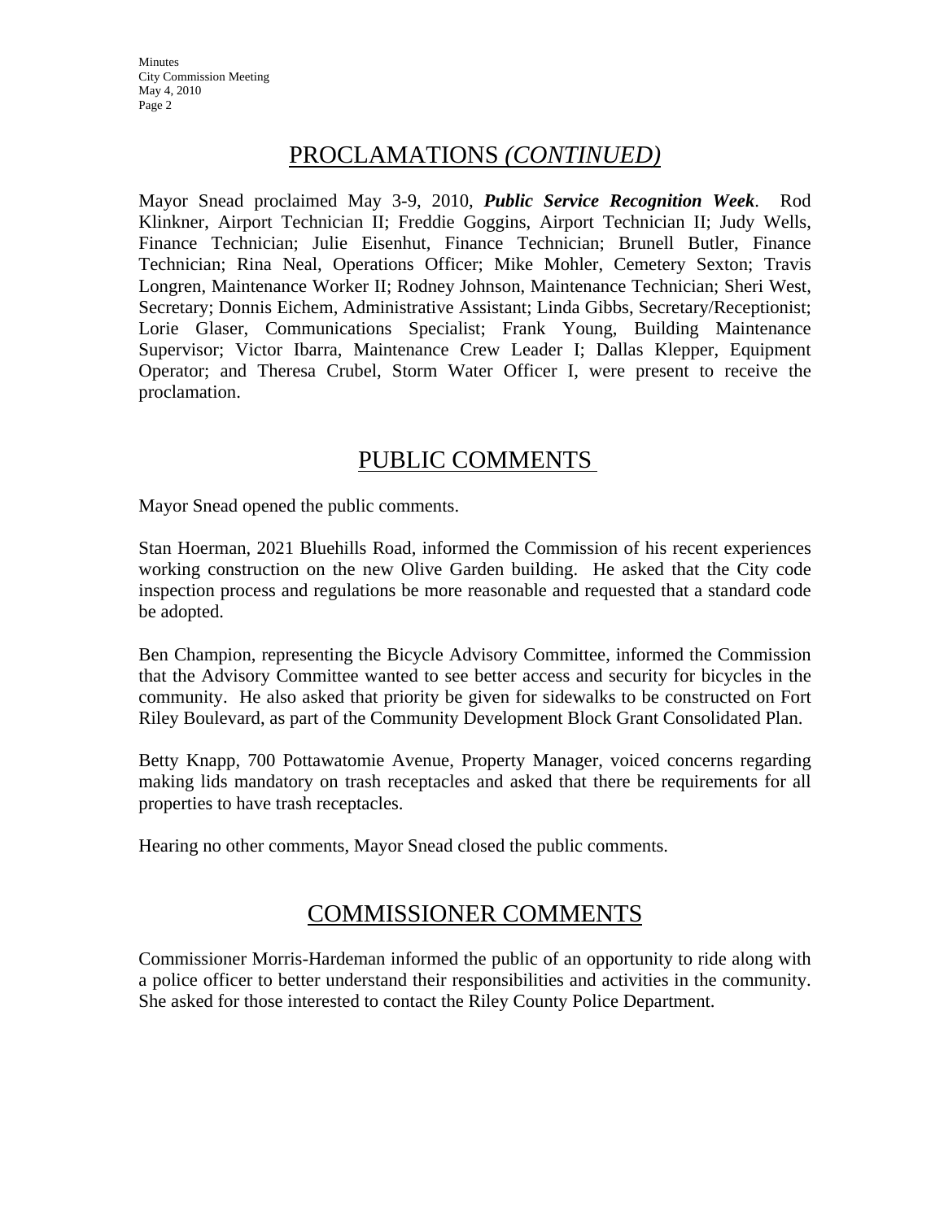## PROCLAMATIONS *(CONTINUED)*

Mayor Snead proclaimed May 3-9, 2010, ***Public Service Recognition Week***. Rod Klinkner, Airport Technician II; Freddie Goggins, Airport Technician II; Judy Wells, Finance Technician; Julie Eisenhut, Finance Technician; Brunell Butler, Finance Technician; Rina Neal, Operations Officer; Mike Mohler, Cemetery Sexton; Travis Longren, Maintenance Worker II; Rodney Johnson, Maintenance Technician; Sheri West, Secretary; Donnis Eichem, Administrative Assistant; Linda Gibbs, Secretary/Receptionist; Lorie Glaser, Communications Specialist; Frank Young, Building Maintenance Supervisor; Victor Ibarra, Maintenance Crew Leader I; Dallas Klepper, Equipment Operator; and Theresa Crubel, Storm Water Officer I, were present to receive the proclamation.

## PUBLIC COMMENTS

Mayor Snead opened the public comments.

Stan Hoerman, 2021 Bluehills Road, informed the Commission of his recent experiences working construction on the new Olive Garden building. He asked that the City code inspection process and regulations be more reasonable and requested that a standard code be adopted.

Ben Champion, representing the Bicycle Advisory Committee, informed the Commission that the Advisory Committee wanted to see better access and security for bicycles in the community. He also asked that priority be given for sidewalks to be constructed on Fort Riley Boulevard, as part of the Community Development Block Grant Consolidated Plan.

Betty Knapp, 700 Pottawatomie Avenue, Property Manager, voiced concerns regarding making lids mandatory on trash receptacles and asked that there be requirements for all properties to have trash receptacles.

Hearing no other comments, Mayor Snead closed the public comments.

## COMMISSIONER COMMENTS

Commissioner Morris-Hardeman informed the public of an opportunity to ride along with a police officer to better understand their responsibilities and activities in the community. She asked for those interested to contact the Riley County Police Department.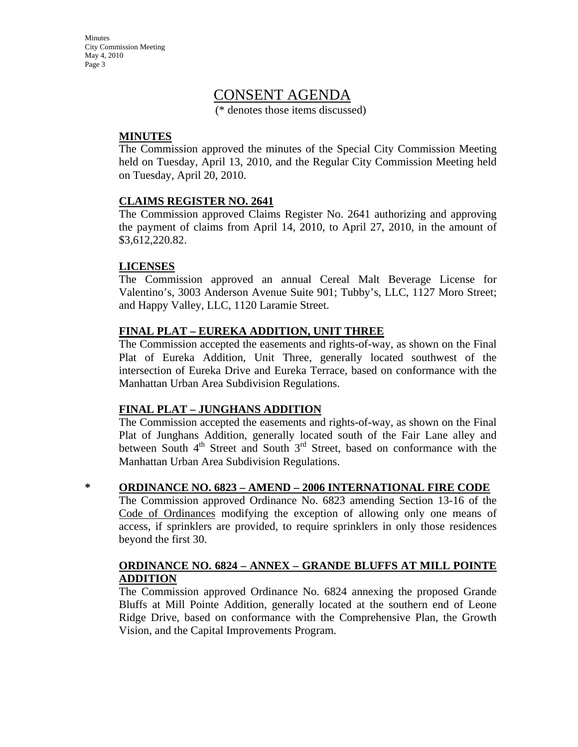# CONSENT AGENDA

(* denotes those items discussed)

**MINUTES**

The Commission approved the minutes of the Special City Commission Meeting held on Tuesday, April 13, 2010, and the Regular City Commission Meeting held on Tuesday, April 20, 2010.

**CLAIMS REGISTER NO. 2641**

The Commission approved Claims Register No. 2641 authorizing and approving the payment of claims from April 14, 2010, to April 27, 2010, in the amount of $3,612,220.82.

**LICENSES**

The Commission approved an annual Cereal Malt Beverage License for Valentino's, 3003 Anderson Avenue Suite 901; Tubby's, LLC, 1127 Moro Street; and Happy Valley, LLC, 1120 Laramie Street.

**FINAL PLAT – EUREKA ADDITION, UNIT THREE**

The Commission accepted the easements and rights-of-way, as shown on the Final Plat of Eureka Addition, Unit Three, generally located southwest of the intersection of Eureka Drive and Eureka Terrace, based on conformance with the Manhattan Urban Area Subdivision Regulations.

**FINAL PLAT – JUNGHANS ADDITION**

The Commission accepted the easements and rights-of-way, as shown on the Final Plat of Junghans Addition, generally located south of the Fair Lane alley and between South 4th Street and South 3rd Street, based on conformance with the Manhattan Urban Area Subdivision Regulations.

\* **ORDINANCE NO. 6823 – AMEND – 2006 INTERNATIONAL FIRE CODE**

The Commission approved Ordinance No. 6823 amending Section 13-16 of the Code of Ordinances modifying the exception of allowing only one means of access, if sprinklers are provided, to require sprinklers in only those residences beyond the first 30.

**ORDINANCE NO. 6824 – ANNEX – GRANDE BLUFFS AT MILL POINTE ADDITION**

The Commission approved Ordinance No. 6824 annexing the proposed Grande Bluffs at Mill Pointe Addition, generally located at the southern end of Leone Ridge Drive, based on conformance with the Comprehensive Plan, the Growth Vision, and the Capital Improvements Program.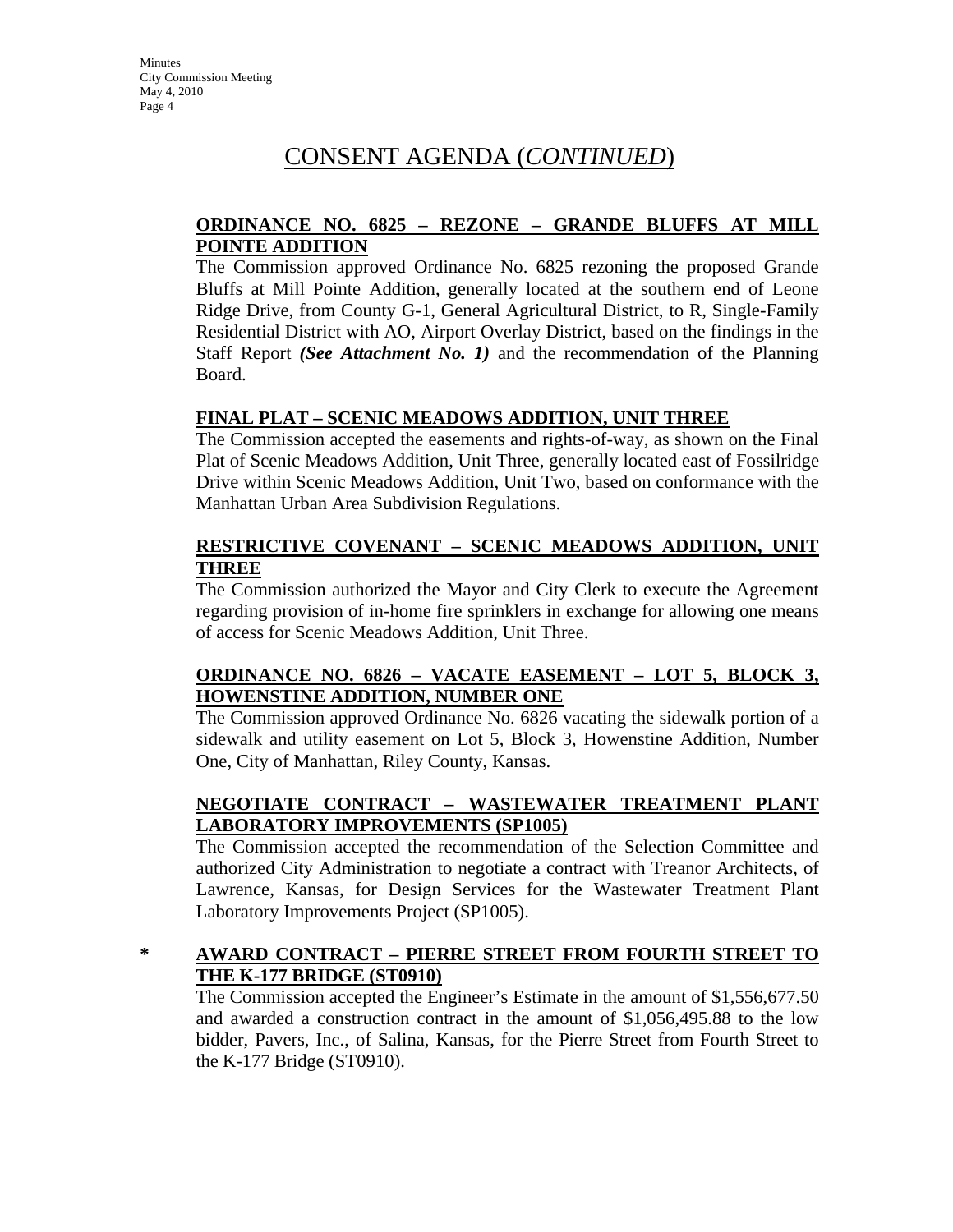# CONSENT AGENDA (*CONTINUED*)

**ORDINANCE NO. 6825 – REZONE – GRANDE BLUFFS AT MILL POINTE ADDITION**

The Commission approved Ordinance No. 6825 rezoning the proposed Grande Bluffs at Mill Pointe Addition, generally located at the southern end of Leone Ridge Drive, from County G-1, General Agricultural District, to R, Single-Family Residential District with AO, Airport Overlay District, based on the findings in the Staff Report ***(See Attachment No. 1)*** and the recommendation of the Planning Board.

**FINAL PLAT – SCENIC MEADOWS ADDITION, UNIT THREE**

The Commission accepted the easements and rights-of-way, as shown on the Final Plat of Scenic Meadows Addition, Unit Three, generally located east of Fossilridge Drive within Scenic Meadows Addition, Unit Two, based on conformance with the Manhattan Urban Area Subdivision Regulations.

**RESTRICTIVE COVENANT – SCENIC MEADOWS ADDITION, UNIT THREE**

The Commission authorized the Mayor and City Clerk to execute the Agreement regarding provision of in-home fire sprinklers in exchange for allowing one means of access for Scenic Meadows Addition, Unit Three.

**ORDINANCE NO. 6826 – VACATE EASEMENT – LOT 5, BLOCK 3, HOWENSTINE ADDITION, NUMBER ONE**

The Commission approved Ordinance No. 6826 vacating the sidewalk portion of a sidewalk and utility easement on Lot 5, Block 3, Howenstine Addition, Number One, City of Manhattan, Riley County, Kansas.

**NEGOTIATE CONTRACT – WASTEWATER TREATMENT PLANT LABORATORY IMPROVEMENTS (SP1005)**

The Commission accepted the recommendation of the Selection Committee and authorized City Administration to negotiate a contract with Treanor Architects, of Lawrence, Kansas, for Design Services for the Wastewater Treatment Plant Laboratory Improvements Project (SP1005).

**\* AWARD CONTRACT – PIERRE STREET FROM FOURTH STREET TO THE K-177 BRIDGE (ST0910)**

The Commission accepted the Engineer's Estimate in the amount of $1,556,677.50 and awarded a construction contract in the amount of $1,056,495.88 to the low bidder, Pavers, Inc., of Salina, Kansas, for the Pierre Street from Fourth Street to the K-177 Bridge (ST0910).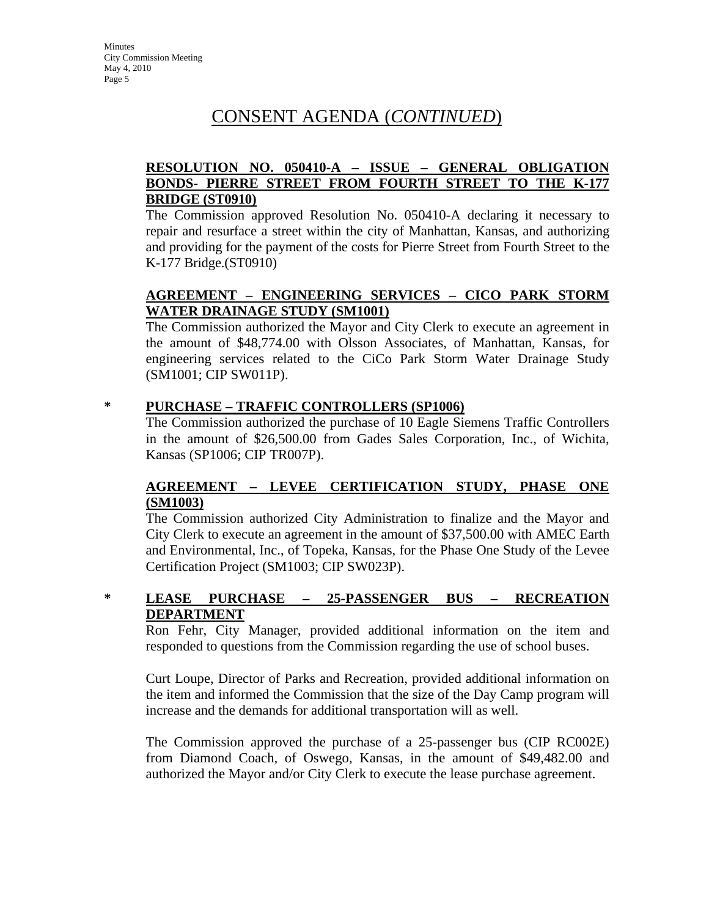# CONSENT AGENDA (*CONTINUED*)

**RESOLUTION NO. 050410-A – ISSUE – GENERAL OBLIGATION BONDS- PIERRE STREET FROM FOURTH STREET TO THE K-177 BRIDGE (ST0910)**

The Commission approved Resolution No. 050410-A declaring it necessary to repair and resurface a street within the city of Manhattan, Kansas, and authorizing and providing for the payment of the costs for Pierre Street from Fourth Street to the K-177 Bridge.(ST0910)

**AGREEMENT – ENGINEERING SERVICES – CICO PARK STORM WATER DRAINAGE STUDY (SM1001)**

The Commission authorized the Mayor and City Clerk to execute an agreement in the amount of $48,774.00 with Olsson Associates, of Manhattan, Kansas, for engineering services related to the CiCo Park Storm Water Drainage Study (SM1001; CIP SW011P).

**\* PURCHASE – TRAFFIC CONTROLLERS (SP1006)**

The Commission authorized the purchase of 10 Eagle Siemens Traffic Controllers in the amount of $26,500.00 from Gades Sales Corporation, Inc., of Wichita, Kansas (SP1006; CIP TR007P).

**AGREEMENT – LEVEE CERTIFICATION STUDY, PHASE ONE (SM1003)**

The Commission authorized City Administration to finalize and the Mayor and City Clerk to execute an agreement in the amount of $37,500.00 with AMEC Earth and Environmental, Inc., of Topeka, Kansas, for the Phase One Study of the Levee Certification Project (SM1003; CIP SW023P).

**\* LEASE PURCHASE – 25-PASSENGER BUS – RECREATION DEPARTMENT**

Ron Fehr, City Manager, provided additional information on the item and responded to questions from the Commission regarding the use of school buses.

Curt Loupe, Director of Parks and Recreation, provided additional information on the item and informed the Commission that the size of the Day Camp program will increase and the demands for additional transportation will as well.

The Commission approved the purchase of a 25-passenger bus (CIP RC002E) from Diamond Coach, of Oswego, Kansas, in the amount of $49,482.00 and authorized the Mayor and/or City Clerk to execute the lease purchase agreement.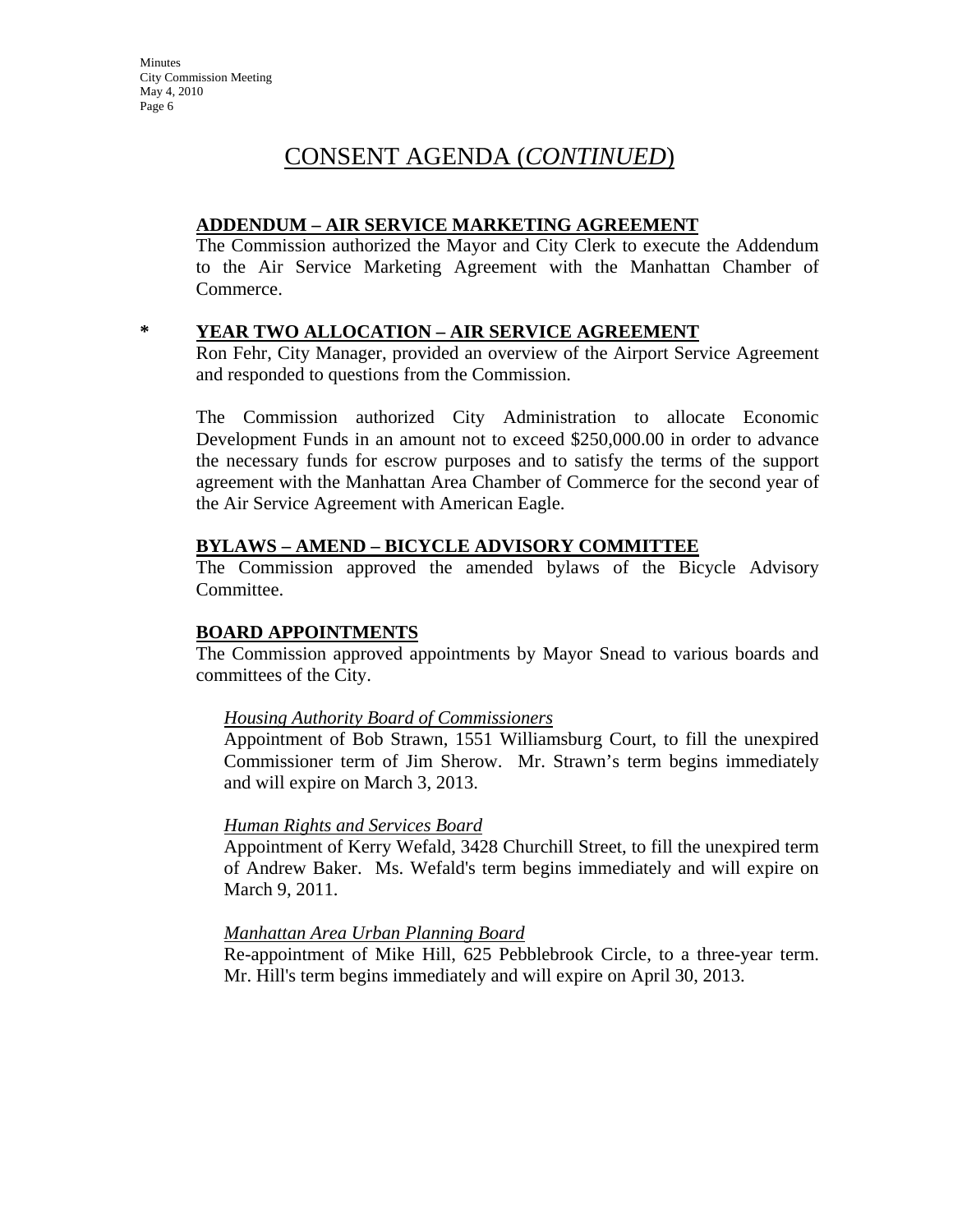# CONSENT AGENDA (*CONTINUED*)

**ADDENDUM – AIR SERVICE MARKETING AGREEMENT**

The Commission authorized the Mayor and City Clerk to execute the Addendum to the Air Service Marketing Agreement with the Manhattan Chamber of Commerce.

\* **YEAR TWO ALLOCATION – AIR SERVICE AGREEMENT**

Ron Fehr, City Manager, provided an overview of the Airport Service Agreement and responded to questions from the Commission.

The Commission authorized City Administration to allocate Economic Development Funds in an amount not to exceed $250,000.00 in order to advance the necessary funds for escrow purposes and to satisfy the terms of the support agreement with the Manhattan Area Chamber of Commerce for the second year of the Air Service Agreement with American Eagle.

**BYLAWS – AMEND – BICYCLE ADVISORY COMMITTEE**

The Commission approved the amended bylaws of the Bicycle Advisory Committee.

**BOARD APPOINTMENTS**

The Commission approved appointments by Mayor Snead to various boards and committees of the City.

*Housing Authority Board of Commissioners*

Appointment of Bob Strawn, 1551 Williamsburg Court, to fill the unexpired Commissioner term of Jim Sherow. Mr. Strawn's term begins immediately and will expire on March 3, 2013.

*Human Rights and Services Board*

Appointment of Kerry Wefald, 3428 Churchill Street, to fill the unexpired term of Andrew Baker. Ms. Wefald's term begins immediately and will expire on March 9, 2011.

*Manhattan Area Urban Planning Board*

Re-appointment of Mike Hill, 625 Pebblebrook Circle, to a three-year term. Mr. Hill's term begins immediately and will expire on April 30, 2013.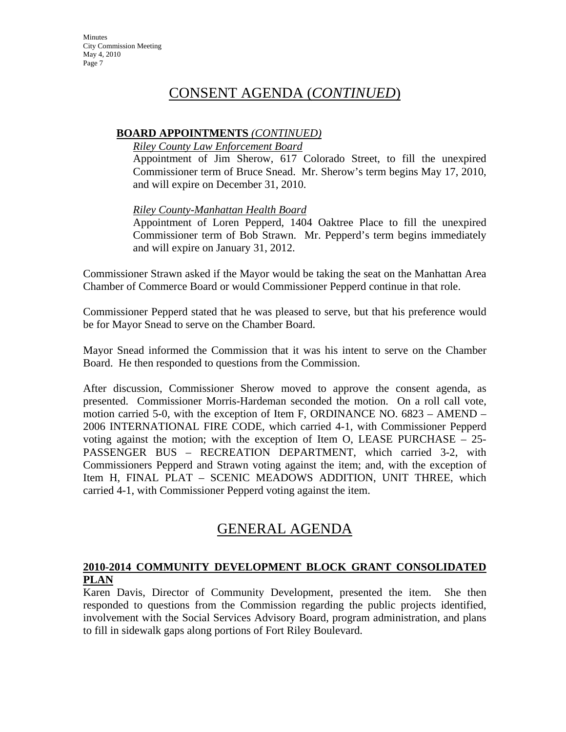## CONSENT AGENDA (*CONTINUED*)

**BOARD APPOINTMENTS** *(CONTINUED)*

*Riley County Law Enforcement Board*

Appointment of Jim Sherow, 617 Colorado Street, to fill the unexpired Commissioner term of Bruce Snead. Mr. Sherow's term begins May 17, 2010, and will expire on December 31, 2010.

*Riley County-Manhattan Health Board*

Appointment of Loren Pepperd, 1404 Oaktree Place to fill the unexpired Commissioner term of Bob Strawn. Mr. Pepperd's term begins immediately and will expire on January 31, 2012.

Commissioner Strawn asked if the Mayor would be taking the seat on the Manhattan Area Chamber of Commerce Board or would Commissioner Pepperd continue in that role.

Commissioner Pepperd stated that he was pleased to serve, but that his preference would be for Mayor Snead to serve on the Chamber Board.

Mayor Snead informed the Commission that it was his intent to serve on the Chamber Board. He then responded to questions from the Commission.

After discussion, Commissioner Sherow moved to approve the consent agenda, as presented. Commissioner Morris-Hardeman seconded the motion. On a roll call vote, motion carried 5-0, with the exception of Item F, ORDINANCE NO. 6823 – AMEND – 2006 INTERNATIONAL FIRE CODE, which carried 4-1, with Commissioner Pepperd voting against the motion; with the exception of Item O, LEASE PURCHASE – 25-PASSENGER BUS – RECREATION DEPARTMENT, which carried 3-2, with Commissioners Pepperd and Strawn voting against the item; and, with the exception of Item H, FINAL PLAT – SCENIC MEADOWS ADDITION, UNIT THREE, which carried 4-1, with Commissioner Pepperd voting against the item.

## GENERAL AGENDA

**2010-2014 COMMUNITY DEVELOPMENT BLOCK GRANT CONSOLIDATED PLAN**

Karen Davis, Director of Community Development, presented the item. She then responded to questions from the Commission regarding the public projects identified, involvement with the Social Services Advisory Board, program administration, and plans to fill in sidewalk gaps along portions of Fort Riley Boulevard.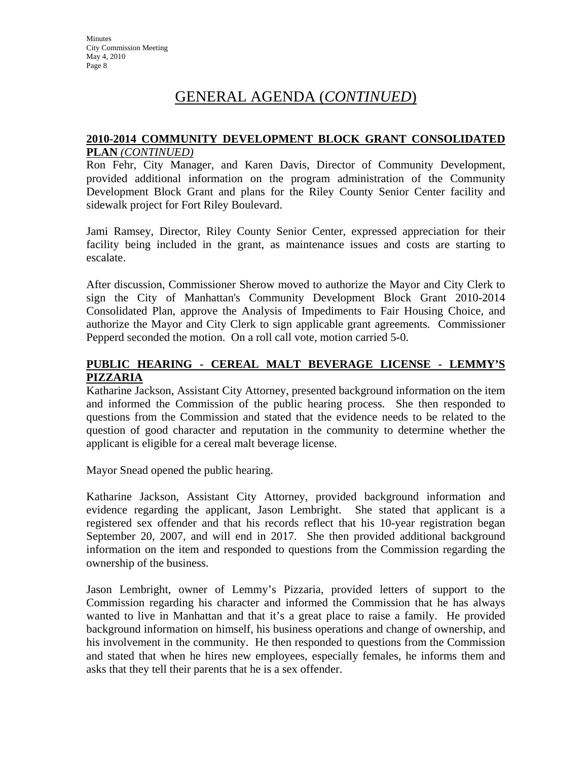# GENERAL AGENDA (*CONTINUED*)

**2010-2014 COMMUNITY DEVELOPMENT BLOCK GRANT CONSOLIDATED PLAN** *(CONTINUED)*

Ron Fehr, City Manager, and Karen Davis, Director of Community Development, provided additional information on the program administration of the Community Development Block Grant and plans for the Riley County Senior Center facility and sidewalk project for Fort Riley Boulevard.

Jami Ramsey, Director, Riley County Senior Center, expressed appreciation for their facility being included in the grant, as maintenance issues and costs are starting to escalate.

After discussion, Commissioner Sherow moved to authorize the Mayor and City Clerk to sign the City of Manhattan's Community Development Block Grant 2010-2014 Consolidated Plan, approve the Analysis of Impediments to Fair Housing Choice, and authorize the Mayor and City Clerk to sign applicable grant agreements. Commissioner Pepperd seconded the motion. On a roll call vote, motion carried 5-0.

**PUBLIC HEARING - CEREAL MALT BEVERAGE LICENSE - LEMMY'S PIZZARIA**

Katharine Jackson, Assistant City Attorney, presented background information on the item and informed the Commission of the public hearing process. She then responded to questions from the Commission and stated that the evidence needs to be related to the question of good character and reputation in the community to determine whether the applicant is eligible for a cereal malt beverage license.

Mayor Snead opened the public hearing.

Katharine Jackson, Assistant City Attorney, provided background information and evidence regarding the applicant, Jason Lembright. She stated that applicant is a registered sex offender and that his records reflect that his 10-year registration began September 20, 2007, and will end in 2017. She then provided additional background information on the item and responded to questions from the Commission regarding the ownership of the business.

Jason Lembright, owner of Lemmy's Pizzaria, provided letters of support to the Commission regarding his character and informed the Commission that he has always wanted to live in Manhattan and that it's a great place to raise a family. He provided background information on himself, his business operations and change of ownership, and his involvement in the community. He then responded to questions from the Commission and stated that when he hires new employees, especially females, he informs them and asks that they tell their parents that he is a sex offender.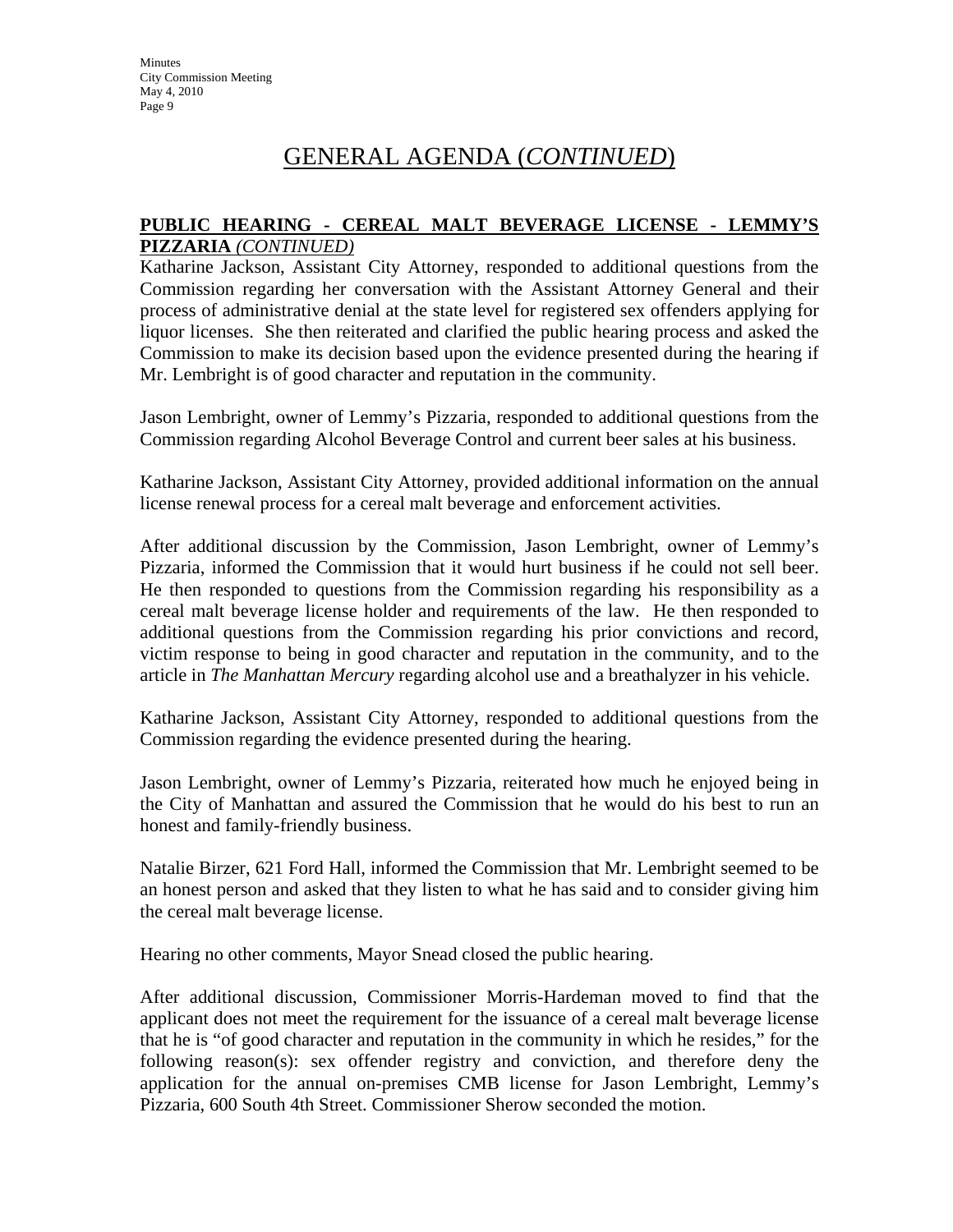# GENERAL AGENDA (*CONTINUED*)

**PUBLIC HEARING - CEREAL MALT BEVERAGE LICENSE - LEMMY'S PIZZARIA** *(CONTINUED)*

Katharine Jackson, Assistant City Attorney, responded to additional questions from the Commission regarding her conversation with the Assistant Attorney General and their process of administrative denial at the state level for registered sex offenders applying for liquor licenses. She then reiterated and clarified the public hearing process and asked the Commission to make its decision based upon the evidence presented during the hearing if Mr. Lembright is of good character and reputation in the community.

Jason Lembright, owner of Lemmy's Pizzaria, responded to additional questions from the Commission regarding Alcohol Beverage Control and current beer sales at his business.

Katharine Jackson, Assistant City Attorney, provided additional information on the annual license renewal process for a cereal malt beverage and enforcement activities.

After additional discussion by the Commission, Jason Lembright, owner of Lemmy's Pizzaria, informed the Commission that it would hurt business if he could not sell beer. He then responded to questions from the Commission regarding his responsibility as a cereal malt beverage license holder and requirements of the law. He then responded to additional questions from the Commission regarding his prior convictions and record, victim response to being in good character and reputation in the community, and to the article in *The Manhattan Mercury* regarding alcohol use and a breathalyzer in his vehicle.

Katharine Jackson, Assistant City Attorney, responded to additional questions from the Commission regarding the evidence presented during the hearing.

Jason Lembright, owner of Lemmy's Pizzaria, reiterated how much he enjoyed being in the City of Manhattan and assured the Commission that he would do his best to run an honest and family-friendly business.

Natalie Birzer, 621 Ford Hall, informed the Commission that Mr. Lembright seemed to be an honest person and asked that they listen to what he has said and to consider giving him the cereal malt beverage license.

Hearing no other comments, Mayor Snead closed the public hearing.

After additional discussion, Commissioner Morris-Hardeman moved to find that the applicant does not meet the requirement for the issuance of a cereal malt beverage license that he is "of good character and reputation in the community in which he resides," for the following reason(s): sex offender registry and conviction, and therefore deny the application for the annual on-premises CMB license for Jason Lembright, Lemmy's Pizzaria, 600 South 4th Street. Commissioner Sherow seconded the motion.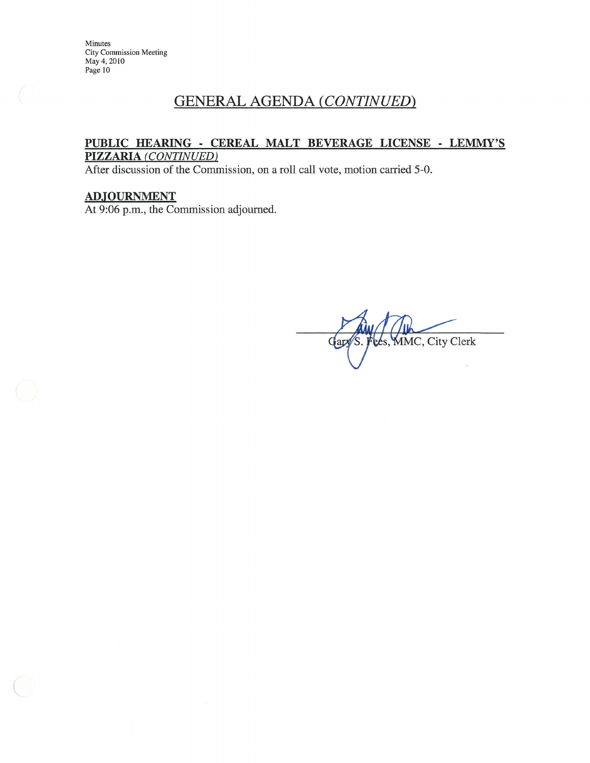## GENERAL AGENDA *(CONTINUED)*

**PUBLIC HEARING - CEREAL MALT BEVERAGE LICENSE - LEMMY'S PIZZARIA** *(CONTINUED)*

After discussion of the Commission, on a roll call vote, motion carried 5-0.

**ADJOURNMENT**

At 9:06 p.m., the Commission adjourned.

Gary S. Fees, MMC, City Clerk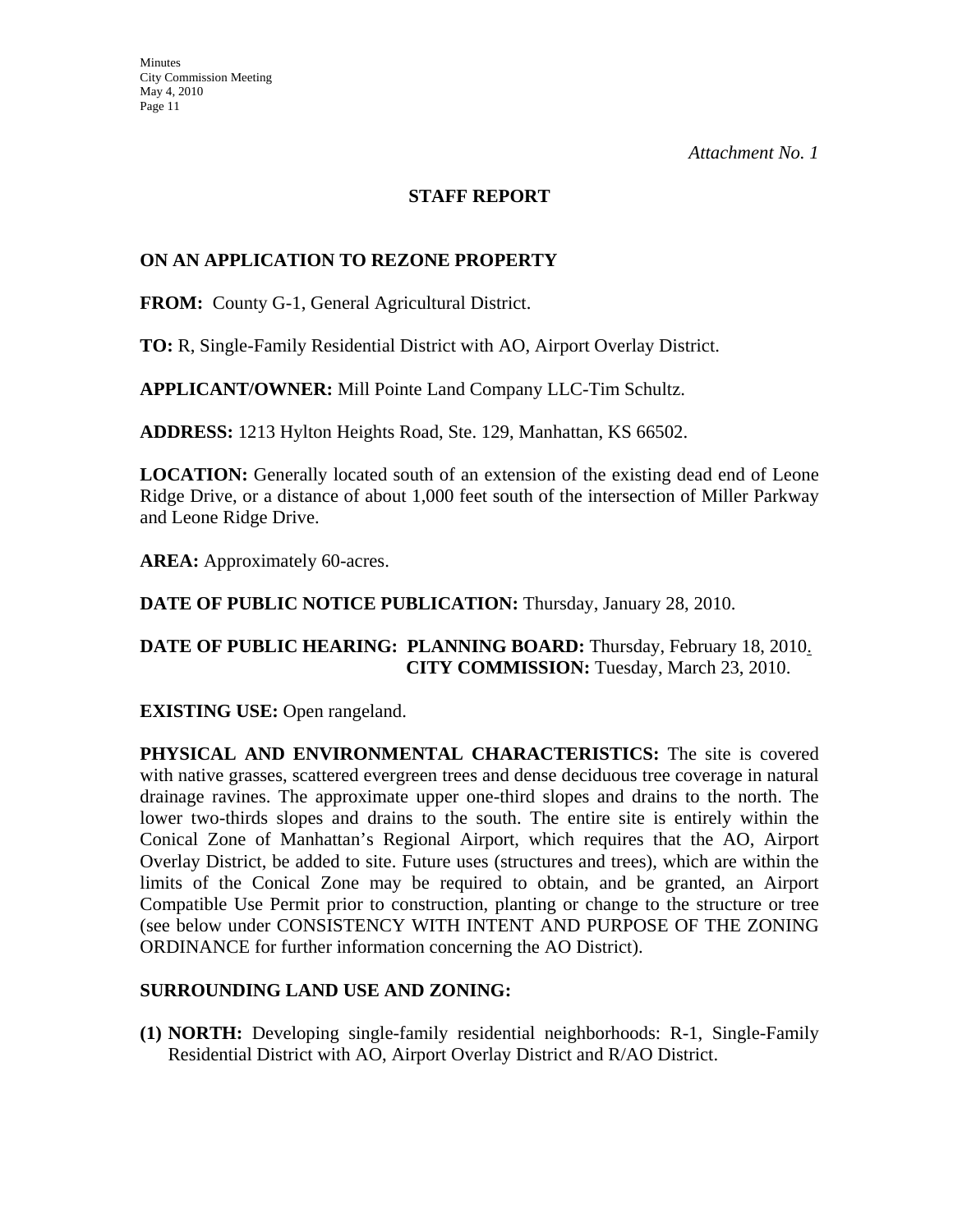*Attachment No. 1*

## STAFF REPORT

**ON AN APPLICATION TO REZONE PROPERTY**

**FROM:** County G-1, General Agricultural District.

**TO:** R, Single-Family Residential District with AO, Airport Overlay District.

**APPLICANT/OWNER:** Mill Pointe Land Company LLC-Tim Schultz.

**ADDRESS:** 1213 Hylton Heights Road, Ste. 129, Manhattan, KS 66502.

**LOCATION:** Generally located south of an extension of the existing dead end of Leone Ridge Drive, or a distance of about 1,000 feet south of the intersection of Miller Parkway and Leone Ridge Drive.

**AREA:** Approximately 60-acres.

**DATE OF PUBLIC NOTICE PUBLICATION:** Thursday, January 28, 2010.

**DATE OF PUBLIC HEARING: PLANNING BOARD:** Thursday, February 18, 2010.
**CITY COMMISSION:** Tuesday, March 23, 2010.

**EXISTING USE:** Open rangeland.

**PHYSICAL AND ENVIRONMENTAL CHARACTERISTICS:** The site is covered with native grasses, scattered evergreen trees and dense deciduous tree coverage in natural drainage ravines. The approximate upper one-third slopes and drains to the north. The lower two-thirds slopes and drains to the south. The entire site is entirely within the Conical Zone of Manhattan's Regional Airport, which requires that the AO, Airport Overlay District, be added to site. Future uses (structures and trees), which are within the limits of the Conical Zone may be required to obtain, and be granted, an Airport Compatible Use Permit prior to construction, planting or change to the structure or tree (see below under CONSISTENCY WITH INTENT AND PURPOSE OF THE ZONING ORDINANCE for further information concerning the AO District).

**SURROUNDING LAND USE AND ZONING:**

**(1) NORTH:** Developing single-family residential neighborhoods: R-1, Single-Family Residential District with AO, Airport Overlay District and R/AO District.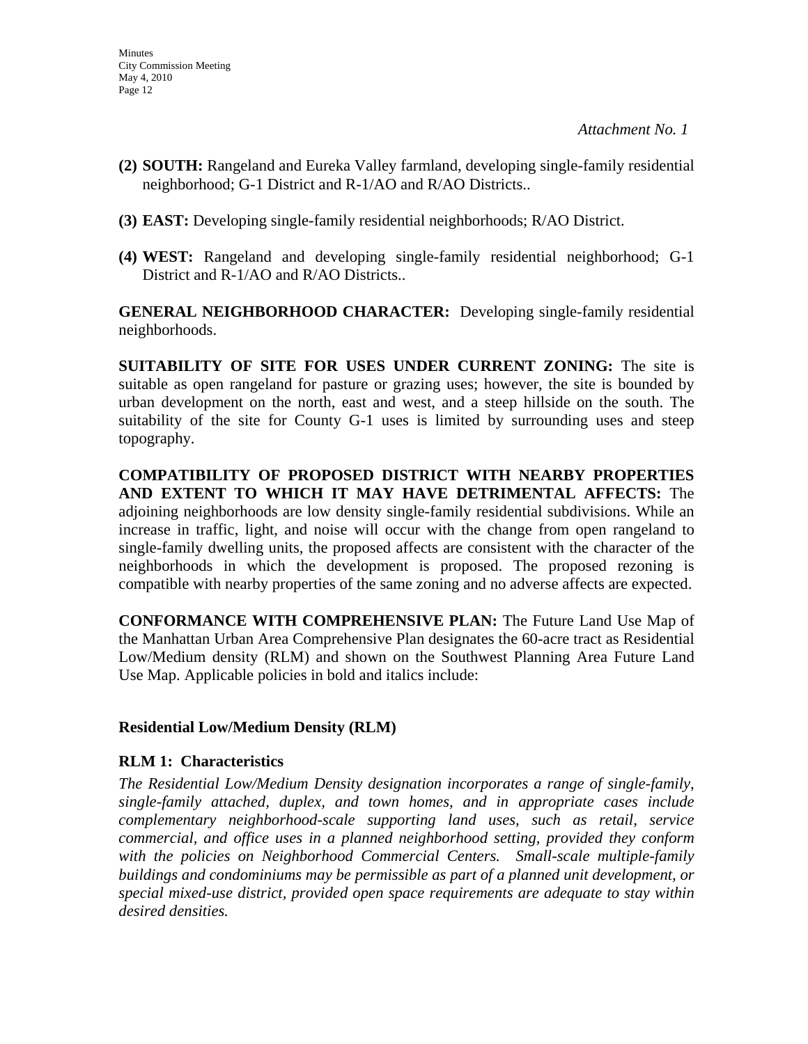*Attachment No. 1*

**(2) SOUTH:** Rangeland and Eureka Valley farmland, developing single-family residential neighborhood; G-1 District and R-1/AO and R/AO Districts..

**(3) EAST:** Developing single-family residential neighborhoods; R/AO District.

**(4) WEST:** Rangeland and developing single-family residential neighborhood; G-1 District and R-1/AO and R/AO Districts..

**GENERAL NEIGHBORHOOD CHARACTER:** Developing single-family residential neighborhoods.

**SUITABILITY OF SITE FOR USES UNDER CURRENT ZONING:** The site is suitable as open rangeland for pasture or grazing uses; however, the site is bounded by urban development on the north, east and west, and a steep hillside on the south. The suitability of the site for County G-1 uses is limited by surrounding uses and steep topography.

**COMPATIBILITY OF PROPOSED DISTRICT WITH NEARBY PROPERTIES AND EXTENT TO WHICH IT MAY HAVE DETRIMENTAL AFFECTS:** The adjoining neighborhoods are low density single-family residential subdivisions. While an increase in traffic, light, and noise will occur with the change from open rangeland to single-family dwelling units, the proposed affects are consistent with the character of the neighborhoods in which the development is proposed. The proposed rezoning is compatible with nearby properties of the same zoning and no adverse affects are expected.

**CONFORMANCE WITH COMPREHENSIVE PLAN:** The Future Land Use Map of the Manhattan Urban Area Comprehensive Plan designates the 60-acre tract as Residential Low/Medium density (RLM) and shown on the Southwest Planning Area Future Land Use Map. Applicable policies in bold and italics include:

**Residential Low/Medium Density (RLM)**

**RLM 1: Characteristics**

*The Residential Low/Medium Density designation incorporates a range of single-family, single-family attached, duplex, and town homes, and in appropriate cases include complementary neighborhood-scale supporting land uses, such as retail, service commercial, and office uses in a planned neighborhood setting, provided they conform with the policies on Neighborhood Commercial Centers. Small-scale multiple-family buildings and condominiums may be permissible as part of a planned unit development, or special mixed-use district, provided open space requirements are adequate to stay within desired densities.*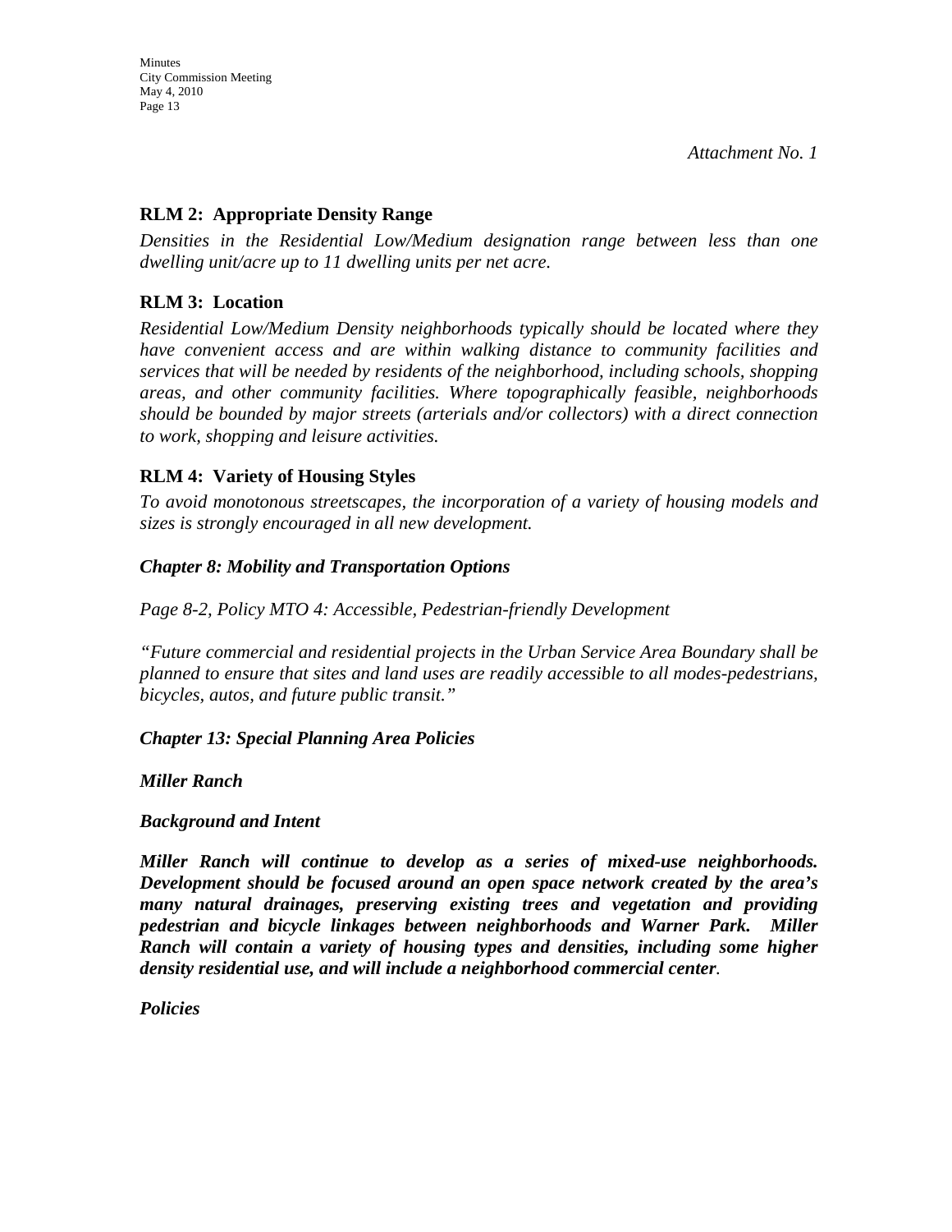*Attachment No. 1*

**RLM 2: Appropriate Density Range**

*Densities in the Residential Low/Medium designation range between less than one dwelling unit/acre up to 11 dwelling units per net acre.*

**RLM 3: Location**

*Residential Low/Medium Density neighborhoods typically should be located where they have convenient access and are within walking distance to community facilities and services that will be needed by residents of the neighborhood, including schools, shopping areas, and other community facilities. Where topographically feasible, neighborhoods should be bounded by major streets (arterials and/or collectors) with a direct connection to work, shopping and leisure activities.*

**RLM 4: Variety of Housing Styles**

*To avoid monotonous streetscapes, the incorporation of a variety of housing models and sizes is strongly encouraged in all new development.*

***Chapter 8: Mobility and Transportation Options***

*Page 8-2, Policy MTO 4: Accessible, Pedestrian-friendly Development*

*"Future commercial and residential projects in the Urban Service Area Boundary shall be planned to ensure that sites and land uses are readily accessible to all modes-pedestrians, bicycles, autos, and future public transit."*

***Chapter 13: Special Planning Area Policies***

***Miller Ranch***

***Background and Intent***

***Miller Ranch will continue to develop as a series of mixed-use neighborhoods. Development should be focused around an open space network created by the area's many natural drainages, preserving existing trees and vegetation and providing pedestrian and bicycle linkages between neighborhoods and Warner Park. Miller Ranch will contain a variety of housing types and densities, including some higher density residential use, and will include a neighborhood commercial center***.

***Policies***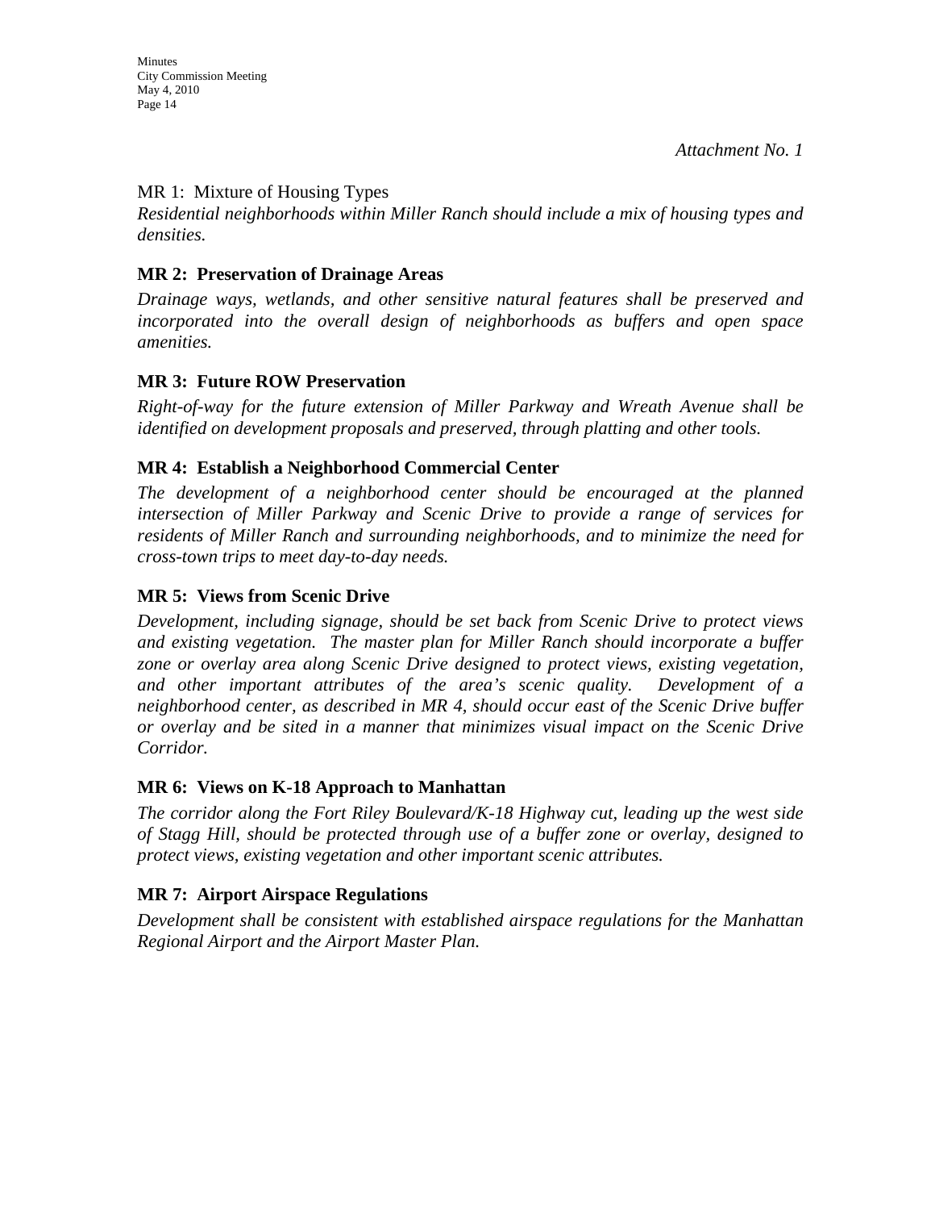*Attachment No. 1*

MR 1: Mixture of Housing Types

*Residential neighborhoods within Miller Ranch should include a mix of housing types and densities.*

**MR 2: Preservation of Drainage Areas**

*Drainage ways, wetlands, and other sensitive natural features shall be preserved and incorporated into the overall design of neighborhoods as buffers and open space amenities.*

**MR 3: Future ROW Preservation**

*Right-of-way for the future extension of Miller Parkway and Wreath Avenue shall be identified on development proposals and preserved, through platting and other tools.*

**MR 4: Establish a Neighborhood Commercial Center**

*The development of a neighborhood center should be encouraged at the planned intersection of Miller Parkway and Scenic Drive to provide a range of services for residents of Miller Ranch and surrounding neighborhoods, and to minimize the need for cross-town trips to meet day-to-day needs.*

**MR 5: Views from Scenic Drive**

*Development, including signage, should be set back from Scenic Drive to protect views and existing vegetation. The master plan for Miller Ranch should incorporate a buffer zone or overlay area along Scenic Drive designed to protect views, existing vegetation, and other important attributes of the area's scenic quality. Development of a neighborhood center, as described in MR 4, should occur east of the Scenic Drive buffer or overlay and be sited in a manner that minimizes visual impact on the Scenic Drive Corridor.*

**MR 6: Views on K-18 Approach to Manhattan**

*The corridor along the Fort Riley Boulevard/K-18 Highway cut, leading up the west side of Stagg Hill, should be protected through use of a buffer zone or overlay, designed to protect views, existing vegetation and other important scenic attributes.*

**MR 7: Airport Airspace Regulations**

*Development shall be consistent with established airspace regulations for the Manhattan Regional Airport and the Airport Master Plan.*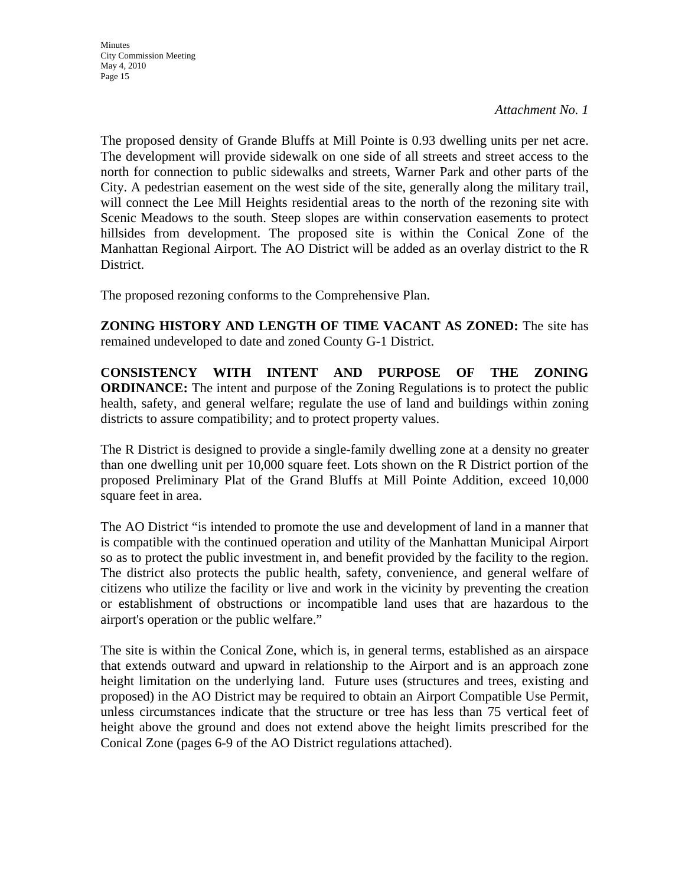*Attachment No. 1*

The proposed density of Grande Bluffs at Mill Pointe is 0.93 dwelling units per net acre. The development will provide sidewalk on one side of all streets and street access to the north for connection to public sidewalks and streets, Warner Park and other parts of the City. A pedestrian easement on the west side of the site, generally along the military trail, will connect the Lee Mill Heights residential areas to the north of the rezoning site with Scenic Meadows to the south. Steep slopes are within conservation easements to protect hillsides from development. The proposed site is within the Conical Zone of the Manhattan Regional Airport. The AO District will be added as an overlay district to the R District.

The proposed rezoning conforms to the Comprehensive Plan.

**ZONING HISTORY AND LENGTH OF TIME VACANT AS ZONED:** The site has remained undeveloped to date and zoned County G-1 District.

**CONSISTENCY WITH INTENT AND PURPOSE OF THE ZONING ORDINANCE:** The intent and purpose of the Zoning Regulations is to protect the public health, safety, and general welfare; regulate the use of land and buildings within zoning districts to assure compatibility; and to protect property values.

The R District is designed to provide a single-family dwelling zone at a density no greater than one dwelling unit per 10,000 square feet. Lots shown on the R District portion of the proposed Preliminary Plat of the Grand Bluffs at Mill Pointe Addition, exceed 10,000 square feet in area.

The AO District "is intended to promote the use and development of land in a manner that is compatible with the continued operation and utility of the Manhattan Municipal Airport so as to protect the public investment in, and benefit provided by the facility to the region. The district also protects the public health, safety, convenience, and general welfare of citizens who utilize the facility or live and work in the vicinity by preventing the creation or establishment of obstructions or incompatible land uses that are hazardous to the airport's operation or the public welfare."

The site is within the Conical Zone, which is, in general terms, established as an airspace that extends outward and upward in relationship to the Airport and is an approach zone height limitation on the underlying land. Future uses (structures and trees, existing and proposed) in the AO District may be required to obtain an Airport Compatible Use Permit, unless circumstances indicate that the structure or tree has less than 75 vertical feet of height above the ground and does not extend above the height limits prescribed for the Conical Zone (pages 6-9 of the AO District regulations attached).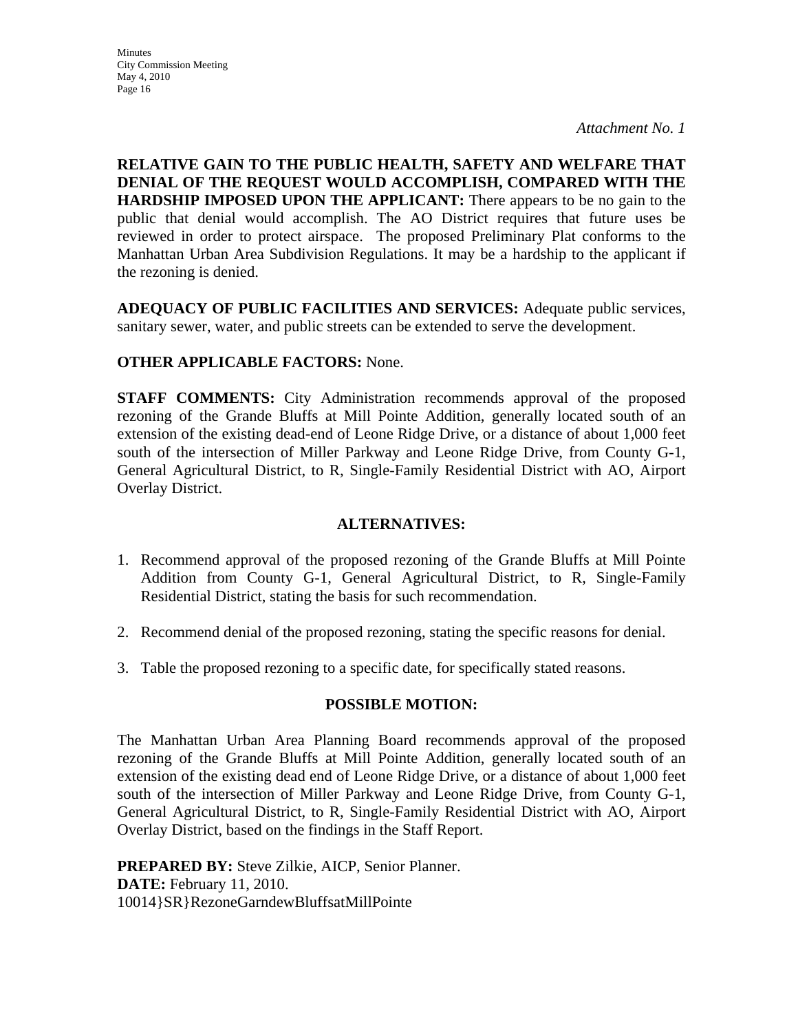*Attachment No. 1*

**RELATIVE GAIN TO THE PUBLIC HEALTH, SAFETY AND WELFARE THAT DENIAL OF THE REQUEST WOULD ACCOMPLISH, COMPARED WITH THE HARDSHIP IMPOSED UPON THE APPLICANT:** There appears to be no gain to the public that denial would accomplish. The AO District requires that future uses be reviewed in order to protect airspace. The proposed Preliminary Plat conforms to the Manhattan Urban Area Subdivision Regulations. It may be a hardship to the applicant if the rezoning is denied.

**ADEQUACY OF PUBLIC FACILITIES AND SERVICES:** Adequate public services, sanitary sewer, water, and public streets can be extended to serve the development.

**OTHER APPLICABLE FACTORS:** None.

**STAFF COMMENTS:** City Administration recommends approval of the proposed rezoning of the Grande Bluffs at Mill Pointe Addition, generally located south of an extension of the existing dead-end of Leone Ridge Drive, or a distance of about 1,000 feet south of the intersection of Miller Parkway and Leone Ridge Drive, from County G-1, General Agricultural District, to R, Single-Family Residential District with AO, Airport Overlay District.

## ALTERNATIVES:

1. Recommend approval of the proposed rezoning of the Grande Bluffs at Mill Pointe Addition from County G-1, General Agricultural District, to R, Single-Family Residential District, stating the basis for such recommendation.

2. Recommend denial of the proposed rezoning, stating the specific reasons for denial.

3. Table the proposed rezoning to a specific date, for specifically stated reasons.

## POSSIBLE MOTION:

The Manhattan Urban Area Planning Board recommends approval of the proposed rezoning of the Grande Bluffs at Mill Pointe Addition, generally located south of an extension of the existing dead end of Leone Ridge Drive, or a distance of about 1,000 feet south of the intersection of Miller Parkway and Leone Ridge Drive, from County G-1, General Agricultural District, to R, Single-Family Residential District with AO, Airport Overlay District, based on the findings in the Staff Report.

**PREPARED BY:** Steve Zilkie, AICP, Senior Planner.
**DATE:** February 11, 2010.
10014}SR}RezoneGarndewBluffsatMillPointe